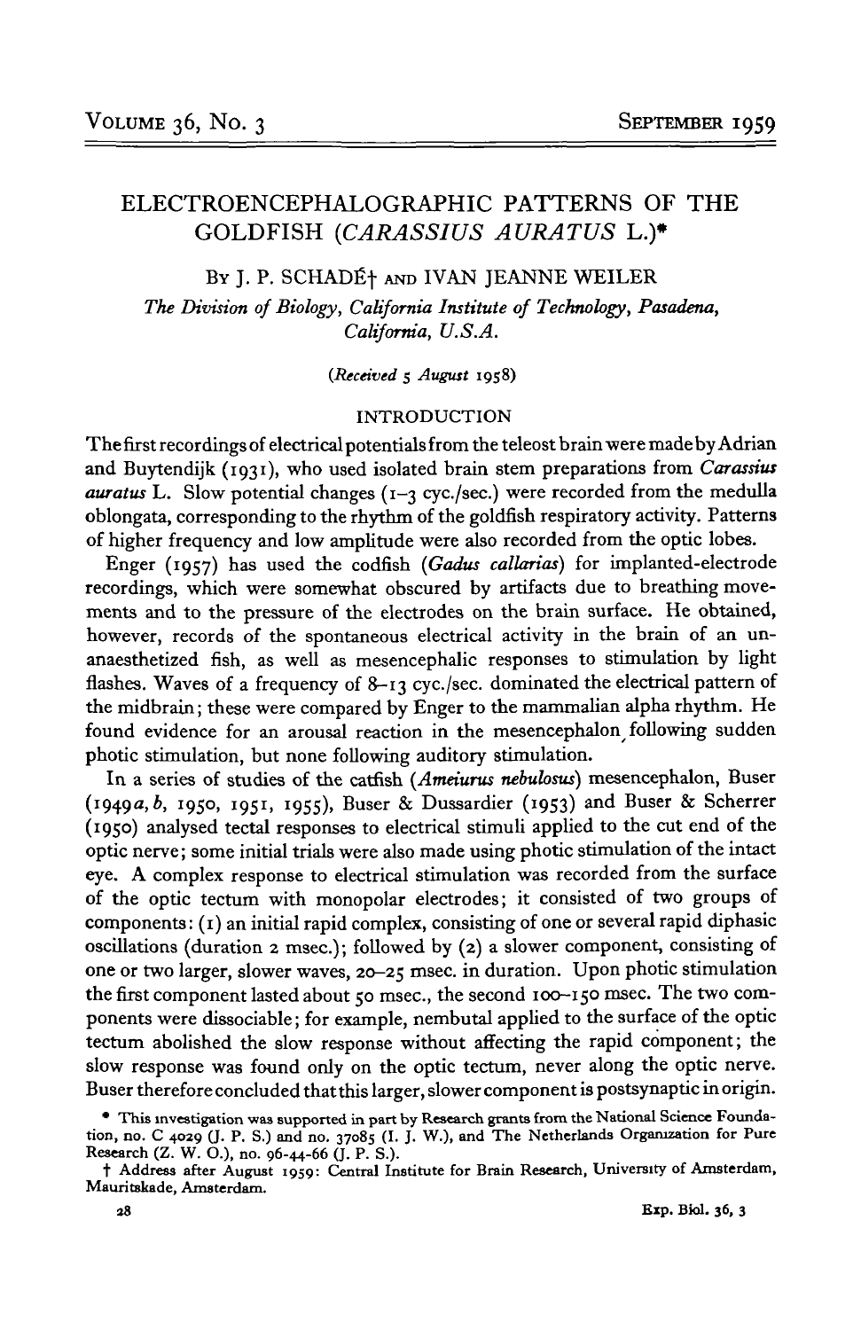# ELECTROENCEPHALOGRAPHIC PATTERNS OF THE GOLDFISH (*CARASSIUS AURATUS* L.)*

By J. P. SCHADÉ† and IVAN JEANNE WEILER

*The Division of Biology, California Institute of Technology, Pasadena, California, U.S.A.*

(*Received* 5 *August* 1958)

## INTRODUCTION

The first recordings of electrical potentials from the teleost brain were made by Adrian and Buytendijk (1931), who used isolated brain stem preparations from *Carassius auratus* L. Slow potential changes (1–3 cyc./sec.) were recorded from the medulla oblongata, corresponding to the rhythm of the goldfish respiratory activity. Patterns of higher frequency and low amplitude were also recorded from the optic lobes.

Enger (1957) has used the codfish (*Gadus callarias*) for implanted-electrode recordings, which were somewhat obscured by artifacts due to breathing movements and to the pressure of the electrodes on the brain surface. He obtained, however, records of the spontaneous electrical activity in the brain of an unanaesthetized fish, as well as mesencephalic responses to stimulation by light flashes. Waves of a frequency of 8–13 cyc./sec. dominated the electrical pattern of the midbrain; these were compared by Enger to the mammalian alpha rhythm. He found evidence for an arousal reaction in the mesencephalon following sudden photic stimulation, but none following auditory stimulation.

In a series of studies of the catfish (*Ameiurus nebulosus*) mesencephalon, Buser (1949*a*, *b*, 1950, 1951, 1955), Buser & Dussardier (1953) and Buser & Scherrer (1950) analysed tectal responses to electrical stimuli applied to the cut end of the optic nerve; some initial trials were also made using photic stimulation of the intact eye. A complex response to electrical stimulation was recorded from the surface of the optic tectum with monopolar electrodes; it consisted of two groups of components: (1) an initial rapid complex, consisting of one or several rapid diphasic oscillations (duration 2 msec.); followed by (2) a slower component, consisting of one or two larger, slower waves, 20–25 msec. in duration. Upon photic stimulation the first component lasted about 50 msec., the second 100–150 msec. The two components were dissociable; for example, nembutal applied to the surface of the optic tectum abolished the slow response without affecting the rapid component; the slow response was found only on the optic tectum, never along the optic nerve. Buser therefore concluded that this larger, slower component is postsynaptic in origin.

* This investigation was supported in part by Research grants from the National Science Foundation, no. C 4029 (J. P. S.) and no. 37085 (I. J. W.), and The Netherlands Organization for Pure Research (Z. W. O.), no. 96-44-66 (J. P. S.).

† Address after August 1959: Central Institute for Brain Research, University of Amsterdam, Mauritskade, Amsterdam.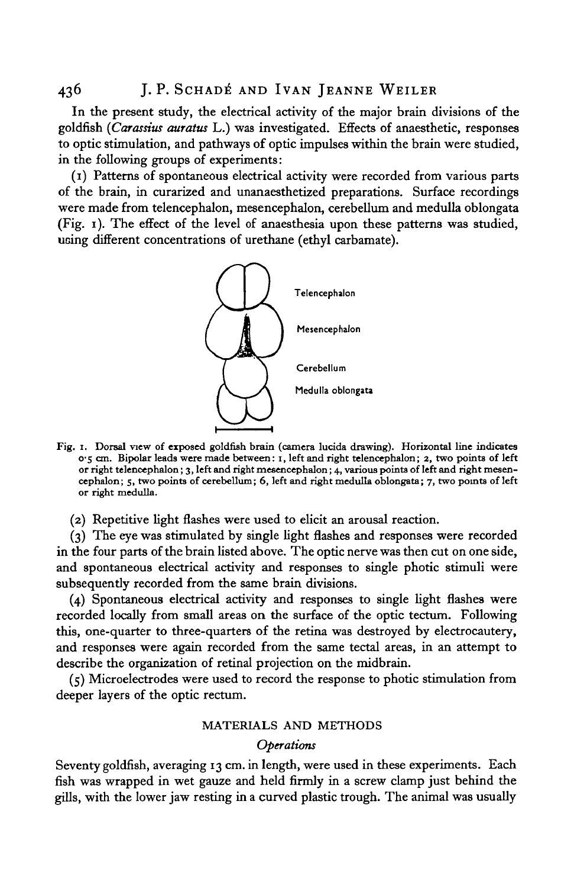In the present study, the electrical activity of the major brain divisions of the goldfish (*Carassius auratus* L.) was investigated. Effects of anaesthetic, responses to optic stimulation, and pathways of optic impulses within the brain were studied, in the following groups of experiments:

(1) Patterns of spontaneous electrical activity were recorded from various parts of the brain, in curarized and unanaesthetized preparations. Surface recordings were made from telencephalon, mesencephalon, cerebellum and medulla oblongata (Fig. 1). The effect of the level of anaesthesia upon these patterns was studied, using different concentrations of urethane (ethyl carbamate).

Telencephalon

Mesencephalon

Cerebellum

Medulla oblongata

Fig. 1. Dorsal view of exposed goldfish brain (camera lucida drawing). Horizontal line indicates 0·5 cm. Bipolar leads were made between: 1, left and right telencephalon; 2, two points of left or right telencephalon; 3, left and right mesencephalon; 4, various points of left and right mesencephalon; 5, two points of cerebellum; 6, left and right medulla oblongata; 7, two points of left or right medulla.

(2) Repetitive light flashes were used to elicit an arousal reaction.

(3) The eye was stimulated by single light flashes and responses were recorded in the four parts of the brain listed above. The optic nerve was then cut on one side, and spontaneous electrical activity and responses to single photic stimuli were subsequently recorded from the same brain divisions.

(4) Spontaneous electrical activity and responses to single light flashes were recorded locally from small areas on the surface of the optic tectum. Following this, one-quarter to three-quarters of the retina was destroyed by electrocautery, and responses were again recorded from the same tectal areas, in an attempt to describe the organization of retinal projection on the midbrain.

(5) Microelectrodes were used to record the response to photic stimulation from deeper layers of the optic rectum.

## MATERIALS AND METHODS

### *Operations*

Seventy goldfish, averaging 13 cm. in length, were used in these experiments. Each fish was wrapped in wet gauze and held firmly in a screw clamp just behind the gills, with the lower jaw resting in a curved plastic trough. The animal was usually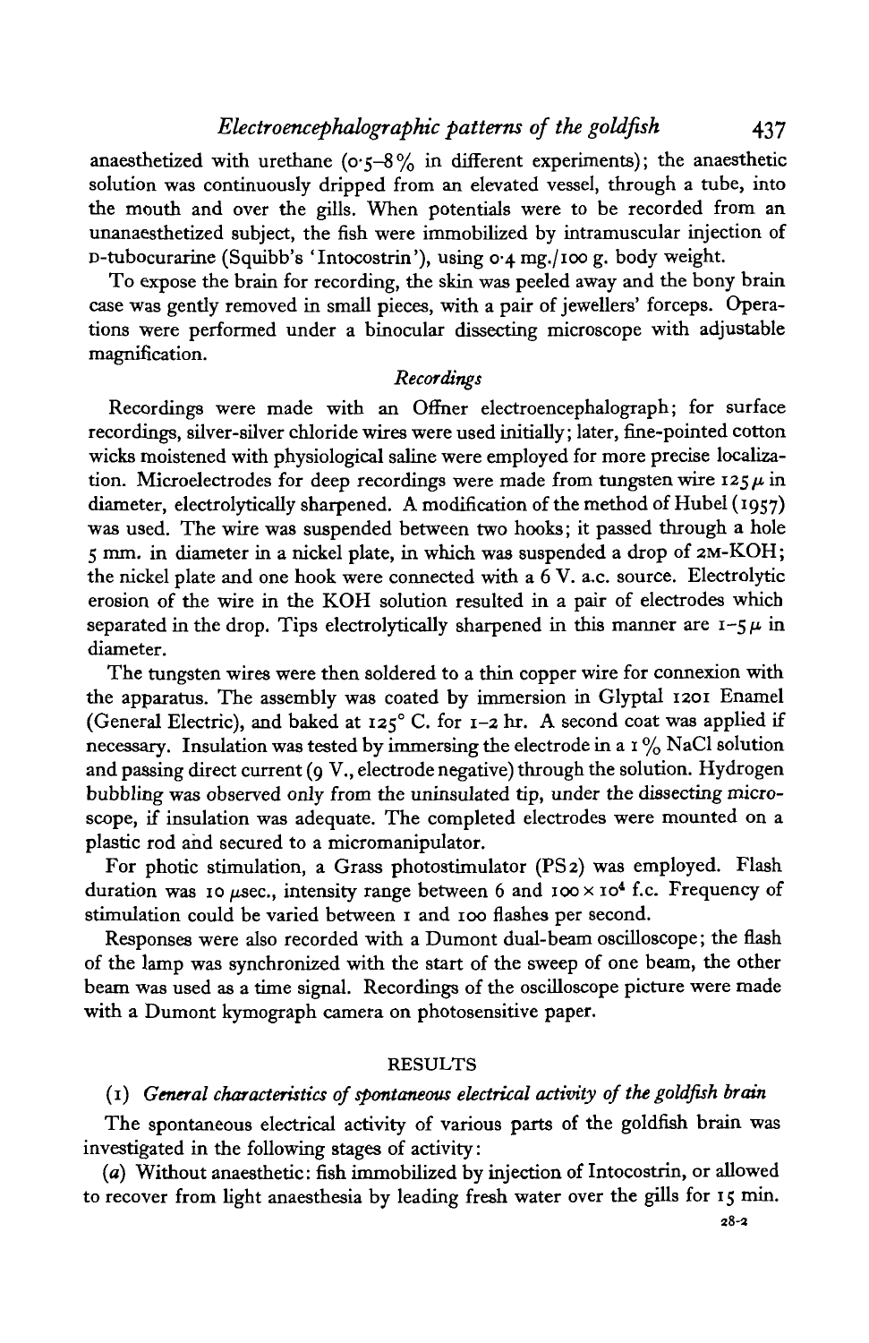anaesthetized with urethane (0·5–8% in different experiments); the anaesthetic solution was continuously dripped from an elevated vessel, through a tube, into the mouth and over the gills. When potentials were to be recorded from an unanaesthetized subject, the fish were immobilized by intramuscular injection of D-tubocurarine (Squibb's 'Intocostrin'), using 0·4 mg./100 g. body weight.

To expose the brain for recording, the skin was peeled away and the bony brain case was gently removed in small pieces, with a pair of jewellers' forceps. Operations were performed under a binocular dissecting microscope with adjustable magnification.

### *Recordings*

Recordings were made with an Offner electroencephalograph; for surface recordings, silver-silver chloride wires were used initially; later, fine-pointed cotton wicks moistened with physiological saline were employed for more precise localization. Microelectrodes for deep recordings were made from tungsten wire 125 $\mu$ in diameter, electrolytically sharpened. A modification of the method of Hubel (1957) was used. The wire was suspended between two hooks; it passed through a hole 5 mm. in diameter in a nickel plate, in which was suspended a drop of 2M-KOH; the nickel plate and one hook were connected with a 6 V. a.c. source. Electrolytic erosion of the wire in the KOH solution resulted in a pair of electrodes which separated in the drop. Tips electrolytically sharpened in this manner are 1–5 $\mu$ in diameter.

The tungsten wires were then soldered to a thin copper wire for connexion with the apparatus. The assembly was coated by immersion in Glyptal 1201 Enamel (General Electric), and baked at 125° C. for 1–2 hr. A second coat was applied if necessary. Insulation was tested by immersing the electrode in a 1% NaCl solution and passing direct current (9 V., electrode negative) through the solution. Hydrogen bubbling was observed only from the uninsulated tip, under the dissecting microscope, if insulation was adequate. The completed electrodes were mounted on a plastic rod and secured to a micromanipulator.

For photic stimulation, a Grass photostimulator (PS2) was employed. Flash duration was 10 $\mu$sec., intensity range between 6 and $100 \times 10^4$ f.c. Frequency of stimulation could be varied between 1 and 100 flashes per second.

Responses were also recorded with a Dumont dual-beam oscilloscope; the flash of the lamp was synchronized with the start of the sweep of one beam, the other beam was used as a time signal. Recordings of the oscilloscope picture were made with a Dumont kymograph camera on photosensitive paper.

## RESULTS

### (1) *General characteristics of spontaneous electrical activity of the goldfish brain*

The spontaneous electrical activity of various parts of the goldfish brain was investigated in the following stages of activity:

(*a*) Without anaesthetic: fish immobilized by injection of Intocostrin, or allowed to recover from light anaesthesia by leading fresh water over the gills for 15 min.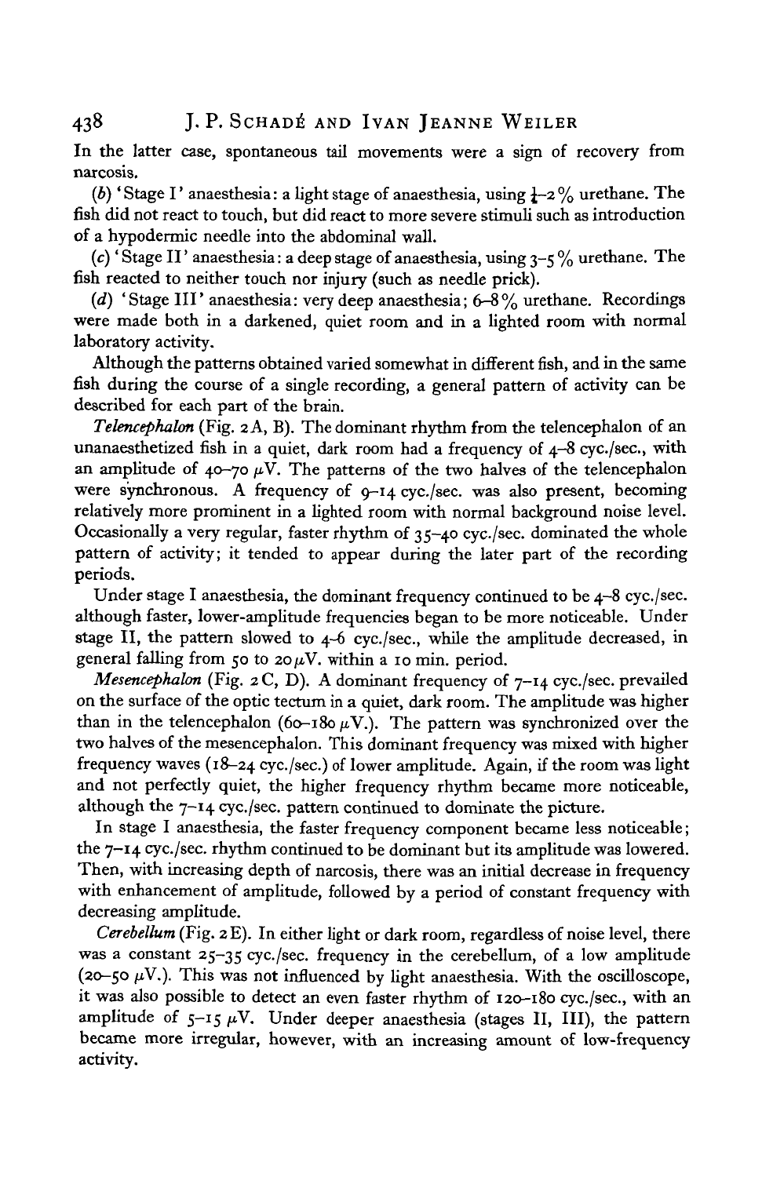In the latter case, spontaneous tail movements were a sign of recovery from narcosis.

(*b*) 'Stage I' anaesthesia: a light stage of anaesthesia, using ½–2 % urethane. The fish did not react to touch, but did react to more severe stimuli such as introduction of a hypodermic needle into the abdominal wall.

(*c*) 'Stage II' anaesthesia: a deep stage of anaesthesia, using 3–5 % urethane. The fish reacted to neither touch nor injury (such as needle prick).

(*d*) 'Stage III' anaesthesia: very deep anaesthesia; 6–8 % urethane. Recordings were made both in a darkened, quiet room and in a lighted room with normal laboratory activity.

Although the patterns obtained varied somewhat in different fish, and in the same fish during the course of a single recording, a general pattern of activity can be described for each part of the brain.

*Telencephalon* (Fig. 2A, B). The dominant rhythm from the telencephalon of an unanaesthetized fish in a quiet, dark room had a frequency of 4–8 cyc./sec., with an amplitude of 40–70 $\mu$V. The patterns of the two halves of the telencephalon were synchronous. A frequency of 9–14 cyc./sec. was also present, becoming relatively more prominent in a lighted room with normal background noise level. Occasionally a very regular, faster rhythm of 35–40 cyc./sec. dominated the whole pattern of activity; it tended to appear during the later part of the recording periods.

Under stage I anaesthesia, the dominant frequency continued to be 4–8 cyc./sec. although faster, lower-amplitude frequencies began to be more noticeable. Under stage II, the pattern slowed to 4–6 cyc./sec., while the amplitude decreased, in general falling from 50 to 20 $\mu$V. within a 10 min. period.

*Mesencephalon* (Fig. 2C, D). A dominant frequency of 7–14 cyc./sec. prevailed on the surface of the optic tectum in a quiet, dark room. The amplitude was higher than in the telencephalon (60–180 $\mu$V.). The pattern was synchronized over the two halves of the mesencephalon. This dominant frequency was mixed with higher frequency waves (18–24 cyc./sec.) of lower amplitude. Again, if the room was light and not perfectly quiet, the higher frequency rhythm became more noticeable, although the 7–14 cyc./sec. pattern continued to dominate the picture.

In stage I anaesthesia, the faster frequency component became less noticeable; the 7–14 cyc./sec. rhythm continued to be dominant but its amplitude was lowered. Then, with increasing depth of narcosis, there was an initial decrease in frequency with enhancement of amplitude, followed by a period of constant frequency with decreasing amplitude.

*Cerebellum* (Fig. 2E). In either light or dark room, regardless of noise level, there was a constant 25–35 cyc./sec. frequency in the cerebellum, of a low amplitude (20–50 $\mu$V.). This was not influenced by light anaesthesia. With the oscilloscope, it was also possible to detect an even faster rhythm of 120–180 cyc./sec., with an amplitude of 5–15 $\mu$V. Under deeper anaesthesia (stages II, III), the pattern became more irregular, however, with an increasing amount of low-frequency activity.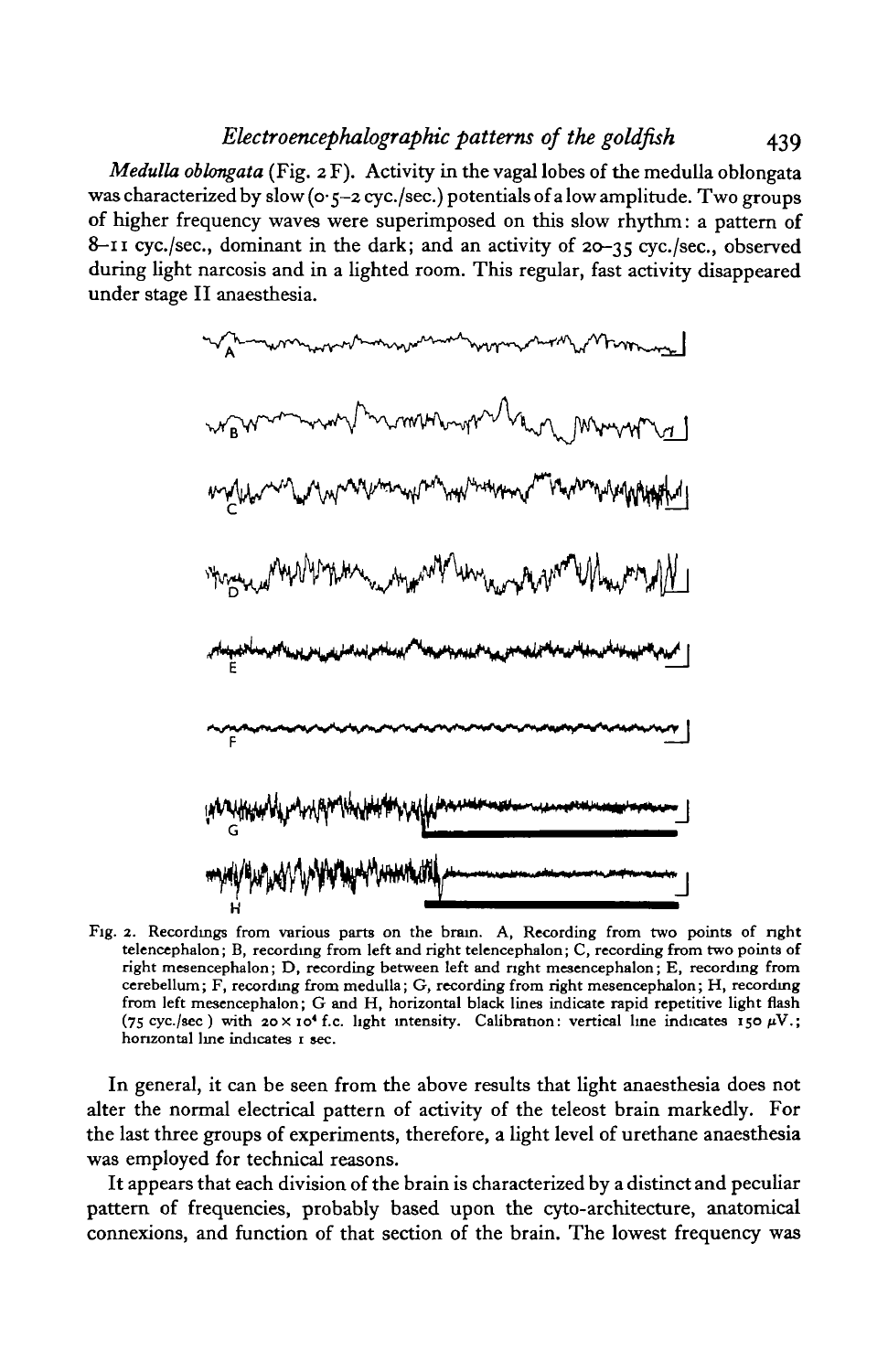*Medulla oblongata* (Fig. 2 F). Activity in the vagal lobes of the medulla oblongata was characterized by slow (0·5–2 cyc./sec.) potentials of a low amplitude. Two groups of higher frequency waves were superimposed on this slow rhythm: a pattern of 8–11 cyc./sec., dominant in the dark; and an activity of 20–35 cyc./sec., observed during light narcosis and in a lighted room. This regular, fast activity disappeared under stage II anaesthesia.

Fig. 2. Recordings from various parts on the brain. A, Recording from two points of right telencephalon; B, recording from left and right telencephalon; C, recording from two points of right mesencephalon; D, recording between left and right mesencephalon; E, recording from cerebellum; F, recording from medulla; G, recording from right mesencephalon; H, recording from left mesencephalon; G and H, horizontal black lines indicate rapid repetitive light flash (75 cyc./sec.) with $20 \times 10^4$ f.c. light intensity. Calibration: vertical line indicates 150 $\mu$V.; horizontal line indicates 1 sec.

In general, it can be seen from the above results that light anaesthesia does not alter the normal electrical pattern of activity of the teleost brain markedly. For the last three groups of experiments, therefore, a light level of urethane anaesthesia was employed for technical reasons.

It appears that each division of the brain is characterized by a distinct and peculiar pattern of frequencies, probably based upon the cyto-architecture, anatomical connexions, and function of that section of the brain. The lowest frequency was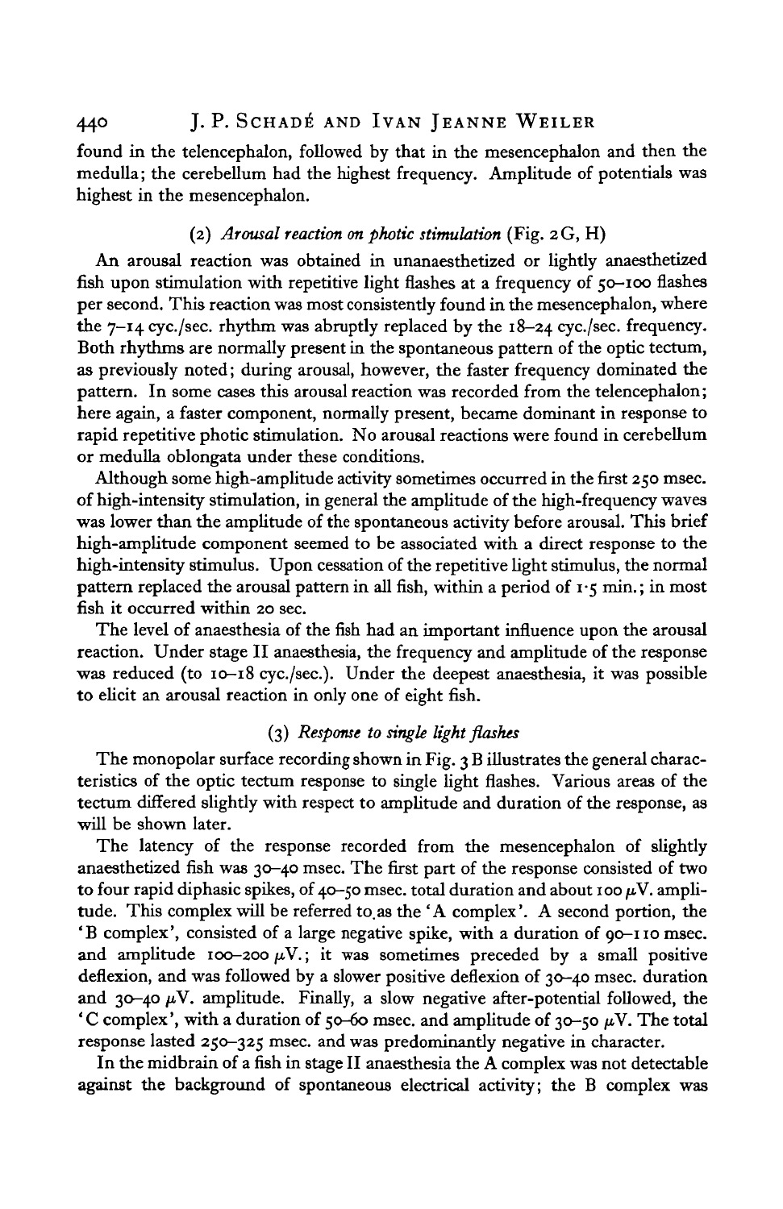found in the telencephalon, followed by that in the mesencephalon and then the medulla; the cerebellum had the highest frequency. Amplitude of potentials was highest in the mesencephalon.

### (2) *Arousal reaction on photic stimulation* (Fig. 2G, H)

An arousal reaction was obtained in unanaesthetized or lightly anaesthetized fish upon stimulation with repetitive light flashes at a frequency of 50–100 flashes per second. This reaction was most consistently found in the mesencephalon, where the 7–14 cyc./sec. rhythm was abruptly replaced by the 18–24 cyc./sec. frequency. Both rhythms are normally present in the spontaneous pattern of the optic tectum, as previously noted; during arousal, however, the faster frequency dominated the pattern. In some cases this arousal reaction was recorded from the telencephalon; here again, a faster component, normally present, became dominant in response to rapid repetitive photic stimulation. No arousal reactions were found in cerebellum or medulla oblongata under these conditions.

Although some high-amplitude activity sometimes occurred in the first 250 msec. of high-intensity stimulation, in general the amplitude of the high-frequency waves was lower than the amplitude of the spontaneous activity before arousal. This brief high-amplitude component seemed to be associated with a direct response to the high-intensity stimulus. Upon cessation of the repetitive light stimulus, the normal pattern replaced the arousal pattern in all fish, within a period of 1·5 min.; in most fish it occurred within 20 sec.

The level of anaesthesia of the fish had an important influence upon the arousal reaction. Under stage II anaesthesia, the frequency and amplitude of the response was reduced (to 10–18 cyc./sec.). Under the deepest anaesthesia, it was possible to elicit an arousal reaction in only one of eight fish.

### (3) *Response to single light flashes*

The monopolar surface recording shown in Fig. 3B illustrates the general characteristics of the optic tectum response to single light flashes. Various areas of the tectum differed slightly with respect to amplitude and duration of the response, as will be shown later.

The latency of the response recorded from the mesencephalon of slightly anaesthetized fish was 30–40 msec. The first part of the response consisted of two to four rapid diphasic spikes, of 40–50 msec. total duration and about 100 $\mu$V. amplitude. This complex will be referred to as the 'A complex'. A second portion, the 'B complex', consisted of a large negative spike, with a duration of 90–110 msec. and amplitude 100–200 $\mu$V.; it was sometimes preceded by a small positive deflexion, and was followed by a slower positive deflexion of 30–40 msec. duration and 30–40 $\mu$V. amplitude. Finally, a slow negative after-potential followed, the 'C complex', with a duration of 50–60 msec. and amplitude of 30–50 $\mu$V. The total response lasted 250–325 msec. and was predominantly negative in character.

In the midbrain of a fish in stage II anaesthesia the A complex was not detectable against the background of spontaneous electrical activity; the B complex was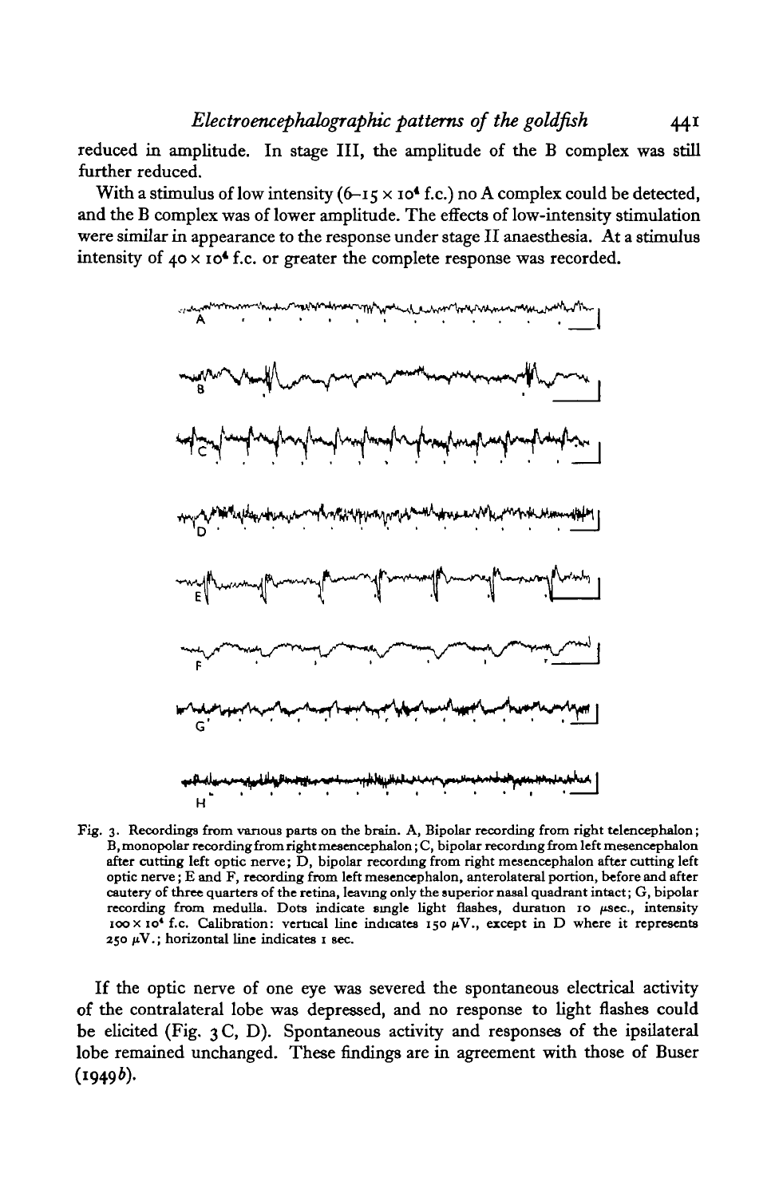reduced in amplitude. In stage III, the amplitude of the B complex was still further reduced.

With a stimulus of low intensity ($6-15 \times 10^4$ f.c.) no A complex could be detected, and the B complex was of lower amplitude. The effects of low-intensity stimulation were similar in appearance to the response under stage II anaesthesia. At a stimulus intensity of $40 \times 10^4$ f.c. or greater the complete response was recorded.

Fig. 3. Recordings from various parts on the brain. A, Bipolar recording from right telencephalon; B, monopolar recording from right mesencephalon; C, bipolar recording from left mesencephalon after cutting left optic nerve; D, bipolar recording from right mesencephalon after cutting left optic nerve; E and F, recording from left mesencephalon, anterolateral portion, before and after cautery of three quarters of the retina, leaving only the superior nasal quadrant intact; G, bipolar recording from medulla. Dots indicate single light flashes, duration 10 $\mu$sec., intensity $100 \times 10^4$ f.c. Calibration: vertical line indicates 150 $\mu$V., except in D where it represents 250 $\mu$V.; horizontal line indicates 1 sec.

If the optic nerve of one eye was severed the spontaneous electrical activity of the contralateral lobe was depressed, and no response to light flashes could be elicited (Fig. 3C, D). Spontaneous activity and responses of the ipsilateral lobe remained unchanged. These findings are in agreement with those of Buser (1949*b*).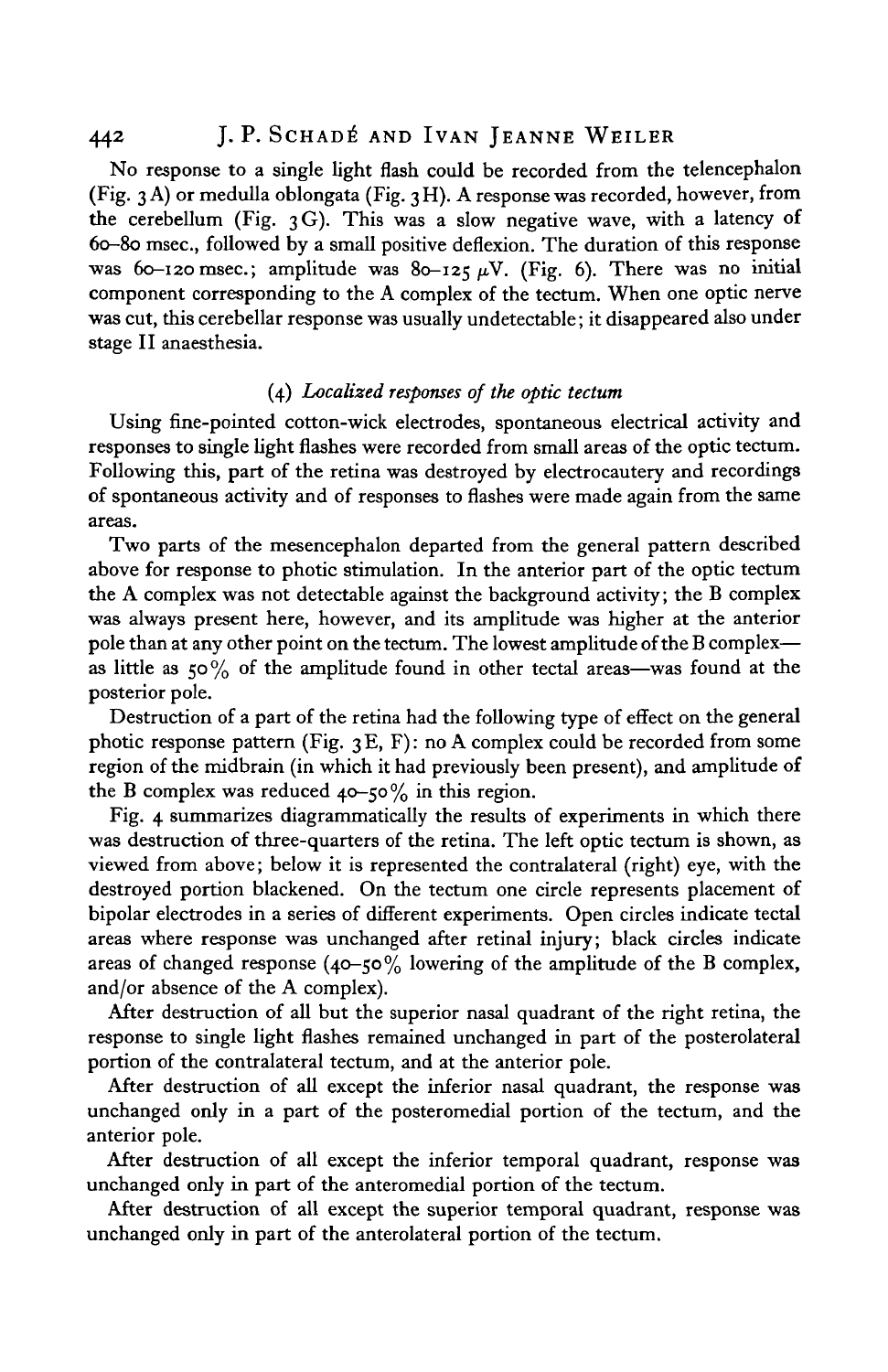No response to a single light flash could be recorded from the telencephalon (Fig. 3 A) or medulla oblongata (Fig. 3 H). A response was recorded, however, from the cerebellum (Fig. 3 G). This was a slow negative wave, with a latency of 60–80 msec., followed by a small positive deflexion. The duration of this response was 60–120 msec.; amplitude was 80–125 $\mu$V. (Fig. 6). There was no initial component corresponding to the A complex of the tectum. When one optic nerve was cut, this cerebellar response was usually undetectable; it disappeared also under stage II anaesthesia.

### (4) *Localized responses of the optic tectum*

Using fine-pointed cotton-wick electrodes, spontaneous electrical activity and responses to single light flashes were recorded from small areas of the optic tectum. Following this, part of the retina was destroyed by electrocautery and recordings of spontaneous activity and of responses to flashes were made again from the same areas.

Two parts of the mesencephalon departed from the general pattern described above for response to photic stimulation. In the anterior part of the optic tectum the A complex was not detectable against the background activity; the B complex was always present here, however, and its amplitude was higher at the anterior pole than at any other point on the tectum. The lowest amplitude of the B complex—as little as 50% of the amplitude found in other tectal areas—was found at the posterior pole.

Destruction of a part of the retina had the following type of effect on the general photic response pattern (Fig. 3 E, F): no A complex could be recorded from some region of the midbrain (in which it had previously been present), and amplitude of the B complex was reduced 40–50% in this region.

Fig. 4 summarizes diagrammatically the results of experiments in which there was destruction of three-quarters of the retina. The left optic tectum is shown, as viewed from above; below it is represented the contralateral (right) eye, with the destroyed portion blackened. On the tectum one circle represents placement of bipolar electrodes in a series of different experiments. Open circles indicate tectal areas where response was unchanged after retinal injury; black circles indicate areas of changed response (40–50% lowering of the amplitude of the B complex, and/or absence of the A complex).

After destruction of all but the superior nasal quadrant of the right retina, the response to single light flashes remained unchanged in part of the posterolateral portion of the contralateral tectum, and at the anterior pole.

After destruction of all except the inferior nasal quadrant, the response was unchanged only in a part of the posteromedial portion of the tectum, and the anterior pole.

After destruction of all except the inferior temporal quadrant, response was unchanged only in part of the anteromedial portion of the tectum.

After destruction of all except the superior temporal quadrant, response was unchanged only in part of the anterolateral portion of the tectum.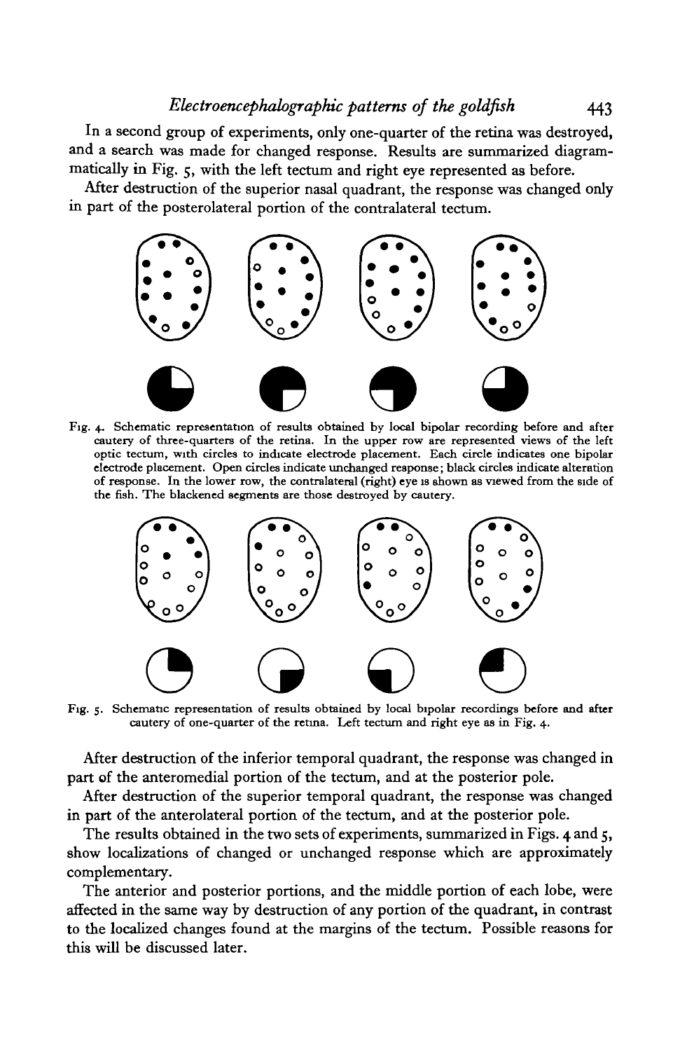In a second group of experiments, only one-quarter of the retina was destroyed, and a search was made for changed response. Results are summarized diagrammatically in Fig. 5, with the left tectum and right eye represented as before.

After destruction of the superior nasal quadrant, the response was changed only in part of the posterolateral portion of the contralateral tectum.

Fig. 4. Schematic representation of results obtained by local bipolar recording before and after cautery of three-quarters of the retina. In the upper row are represented views of the left optic tectum, with circles to indicate electrode placement. Each circle indicates one bipolar electrode placement. Open circles indicate unchanged response; black circles indicate alteration of response. In the lower row, the contralateral (right) eye is shown as viewed from the side of the fish. The blackened segments are those destroyed by cautery.

Fig. 5. Schematic representation of results obtained by local bipolar recordings before and after cautery of one-quarter of the retina. Left tectum and right eye as in Fig. 4.

After destruction of the inferior temporal quadrant, the response was changed in part of the anteromedial portion of the tectum, and at the posterior pole.

After destruction of the superior temporal quadrant, the response was changed in part of the anterolateral portion of the tectum, and at the posterior pole.

The results obtained in the two sets of experiments, summarized in Figs. 4 and 5, show localizations of changed or unchanged response which are approximately complementary.

The anterior and posterior portions, and the middle portion of each lobe, were affected in the same way by destruction of any portion of the quadrant, in contrast to the localized changes found at the margins of the tectum. Possible reasons for this will be discussed later.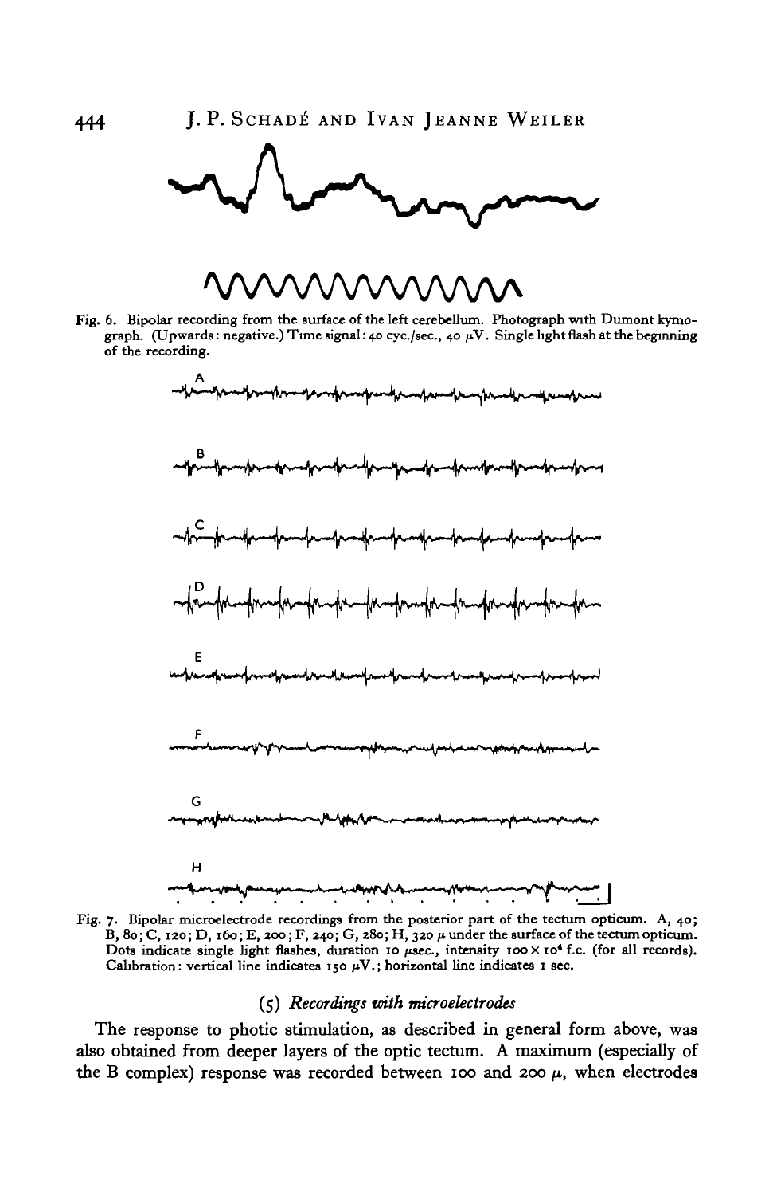Fig. 6. Bipolar recording from the surface of the left cerebellum. Photograph with Dumont kymograph. (Upwards: negative.) Time signal: 40 cyc./sec., 40 $\mu$V. Single light flash at the beginning of the recording.

Fig. 7. Bipolar microelectrode recordings from the posterior part of the tectum opticum. A, 40; B, 80; C, 120; D, 160; E, 200; F, 240; G, 280; H, 320 $\mu$ under the surface of the tectum opticum. Dots indicate single light flashes, duration 10 $\mu$sec., intensity $100 \times 10^4$ f.c. (for all records). Calibration: vertical line indicates 150 $\mu$V.; horizontal line indicates 1 sec.

### (5) *Recordings with microelectrodes*

The response to photic stimulation, as described in general form above, was also obtained from deeper layers of the optic tectum. A maximum (especially of the B complex) response was recorded between 100 and 200 $\mu$, when electrodes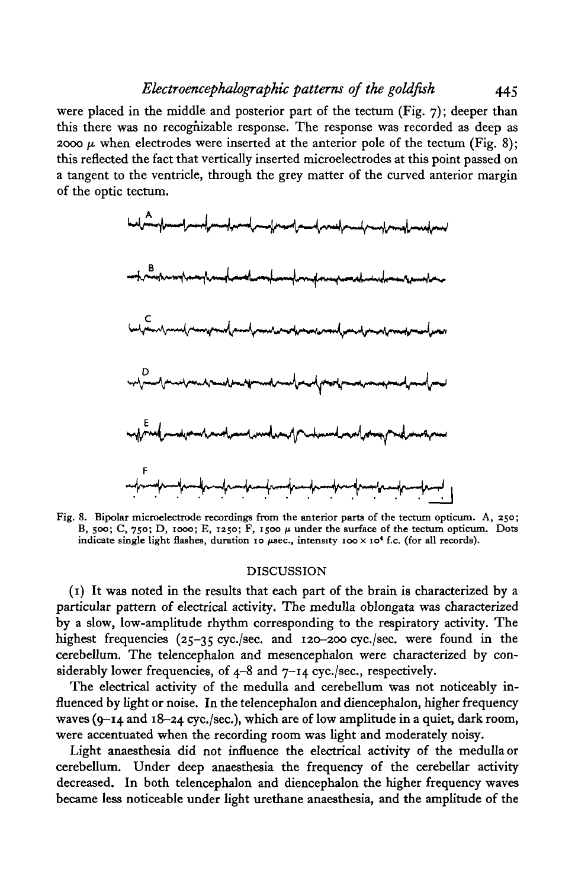were placed in the middle and posterior part of the tectum (Fig. 7); deeper than this there was no recognizable response. The response was recorded as deep as 2000 $\mu$ when electrodes were inserted at the anterior pole of the tectum (Fig. 8); this reflected the fact that vertically inserted microelectrodes at this point passed on a tangent to the ventricle, through the grey matter of the curved anterior margin of the optic tectum.

Fig. 8. Bipolar microelectrode recordings from the anterior parts of the tectum opticum. A, 250; B, 500; C, 750; D, 1000; E, 1250; F, 1500 $\mu$ under the surface of the tectum opticum. Dots indicate single light flashes, duration 10 $\mu$sec., intensity $100 \times 10^4$ f.c. (for all records).

## DISCUSSION

(1) It was noted in the results that each part of the brain is characterized by a particular pattern of electrical activity. The medulla oblongata was characterized by a slow, low-amplitude rhythm corresponding to the respiratory activity. The highest frequencies (25–35 cyc./sec. and 120–200 cyc./sec. were found in the cerebellum. The telencephalon and mesencephalon were characterized by considerably lower frequencies, of 4–8 and 7–14 cyc./sec., respectively.

The electrical activity of the medulla and cerebellum was not noticeably influenced by light or noise. In the telencephalon and diencephalon, higher frequency waves (9–14 and 18–24 cyc./sec.), which are of low amplitude in a quiet, dark room, were accentuated when the recording room was light and moderately noisy.

Light anaesthesia did not influence the electrical activity of the medulla or cerebellum. Under deep anaesthesia the frequency of the cerebellar activity decreased. In both telencephalon and diencephalon the higher frequency waves became less noticeable under light urethane anaesthesia, and the amplitude of the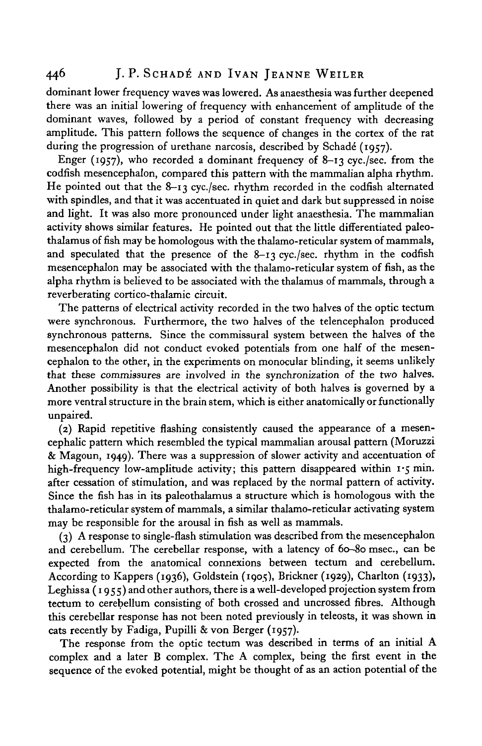dominant lower frequency waves was lowered. As anaesthesia was further deepened there was an initial lowering of frequency with enhancement of amplitude of the dominant waves, followed by a period of constant frequency with decreasing amplitude. This pattern follows the sequence of changes in the cortex of the rat during the progression of urethane narcosis, described by Schadé (1957).

Enger (1957), who recorded a dominant frequency of 8–13 cyc./sec. from the codfish mesencephalon, compared this pattern with the mammalian alpha rhythm. He pointed out that the 8–13 cyc./sec. rhythm recorded in the codfish alternated with spindles, and that it was accentuated in quiet and dark but suppressed in noise and light. It was also more pronounced under light anaesthesia. The mammalian activity shows similar features. He pointed out that the little differentiated paleothalamus of fish may be homologous with the thalamo-reticular system of mammals, and speculated that the presence of the 8–13 cyc./sec. rhythm in the codfish mesencephalon may be associated with the thalamo-reticular system of fish, as the alpha rhythm is believed to be associated with the thalamus of mammals, through a reverberating cortico-thalamic circuit.

The patterns of electrical activity recorded in the two halves of the optic tectum were synchronous. Furthermore, the two halves of the telencephalon produced synchronous patterns. Since the commissural system between the halves of the mesencephalon did not conduct evoked potentials from one half of the mesencephalon to the other, in the experiments on monocular blinding, it seems unlikely that these commissures are involved in the synchronization of the two halves. Another possibility is that the electrical activity of both halves is governed by a more ventral structure in the brain stem, which is either anatomically or functionally unpaired.

(2) Rapid repetitive flashing consistently caused the appearance of a mesencephalic pattern which resembled the typical mammalian arousal pattern (Moruzzi & Magoun, 1949). There was a suppression of slower activity and accentuation of high-frequency low-amplitude activity; this pattern disappeared within 1·5 min. after cessation of stimulation, and was replaced by the normal pattern of activity. Since the fish has in its paleothalamus a structure which is homologous with the thalamo-reticular system of mammals, a similar thalamo-reticular activating system may be responsible for the arousal in fish as well as mammals.

(3) A response to single-flash stimulation was described from the mesencephalon and cerebellum. The cerebellar response, with a latency of 60–80 msec., can be expected from the anatomical connexions between tectum and cerebellum. According to Kappers (1936), Goldstein (1905), Brickner (1929), Charlton (1933), Leghissa (1955) and other authors, there is a well-developed projection system from tectum to cerebellum consisting of both crossed and uncrossed fibres. Although this cerebellar response has not been noted previously in teleosts, it was shown in cats recently by Fadiga, Pupilli & von Berger (1957).

The response from the optic tectum was described in terms of an initial A complex and a later B complex. The A complex, being the first event in the sequence of the evoked potential, might be thought of as an action potential of the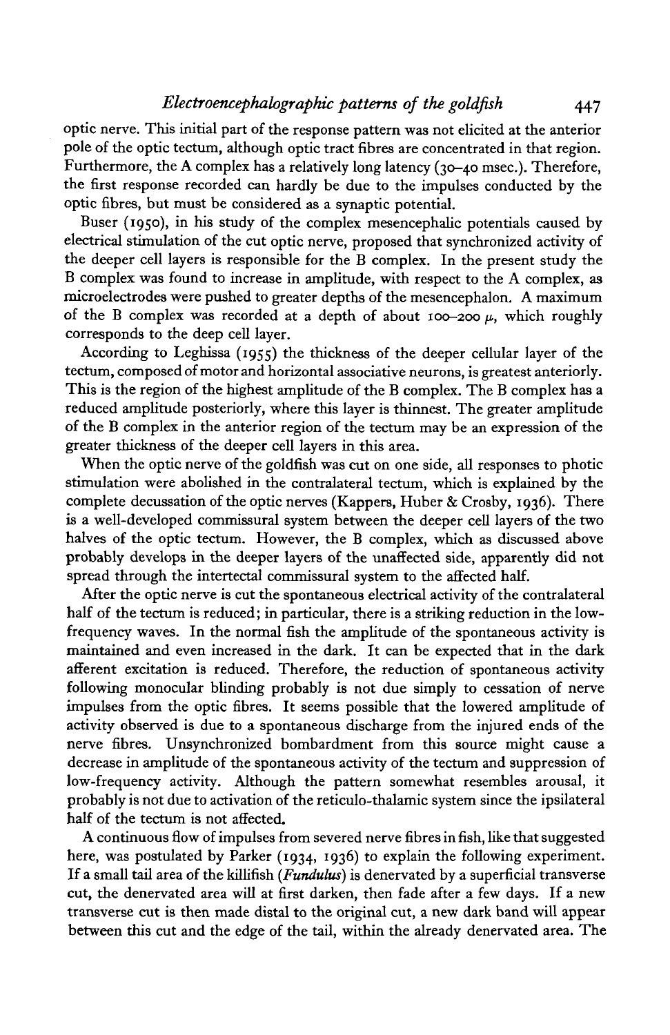optic nerve. This initial part of the response pattern was not elicited at the anterior pole of the optic tectum, although optic tract fibres are concentrated in that region. Furthermore, the A complex has a relatively long latency (30–40 msec.). Therefore, the first response recorded can hardly be due to the impulses conducted by the optic fibres, but must be considered as a synaptic potential.

Buser (1950), in his study of the complex mesencephalic potentials caused by electrical stimulation of the cut optic nerve, proposed that synchronized activity of the deeper cell layers is responsible for the B complex. In the present study the B complex was found to increase in amplitude, with respect to the A complex, as microelectrodes were pushed to greater depths of the mesencephalon. A maximum of the B complex was recorded at a depth of about 100–200 $\mu$, which roughly corresponds to the deep cell layer.

According to Leghissa (1955) the thickness of the deeper cellular layer of the tectum, composed of motor and horizontal associative neurons, is greatest anteriorly. This is the region of the highest amplitude of the B complex. The B complex has a reduced amplitude posteriorly, where this layer is thinnest. The greater amplitude of the B complex in the anterior region of the tectum may be an expression of the greater thickness of the deeper cell layers in this area.

When the optic nerve of the goldfish was cut on one side, all responses to photic stimulation were abolished in the contralateral tectum, which is explained by the complete decussation of the optic nerves (Kappers, Huber & Crosby, 1936). There is a well-developed commissural system between the deeper cell layers of the two halves of the optic tectum. However, the B complex, which as discussed above probably develops in the deeper layers of the unaffected side, apparently did not spread through the intertectal commissural system to the affected half.

After the optic nerve is cut the spontaneous electrical activity of the contralateral half of the tectum is reduced; in particular, there is a striking reduction in the low-frequency waves. In the normal fish the amplitude of the spontaneous activity is maintained and even increased in the dark. It can be expected that in the dark afferent excitation is reduced. Therefore, the reduction of spontaneous activity following monocular blinding probably is not due simply to cessation of nerve impulses from the optic fibres. It seems possible that the lowered amplitude of activity observed is due to a spontaneous discharge from the injured ends of the nerve fibres. Unsynchronized bombardment from this source might cause a decrease in amplitude of the spontaneous activity of the tectum and suppression of low-frequency activity. Although the pattern somewhat resembles arousal, it probably is not due to activation of the reticulo-thalamic system since the ipsilateral half of the tectum is not affected.

A continuous flow of impulses from severed nerve fibres in fish, like that suggested here, was postulated by Parker (1934, 1936) to explain the following experiment. If a small tail area of the killifish (*Fundulus*) is denervated by a superficial transverse cut, the denervated area will at first darken, then fade after a few days. If a new transverse cut is then made distal to the original cut, a new dark band will appear between this cut and the edge of the tail, within the already denervated area. The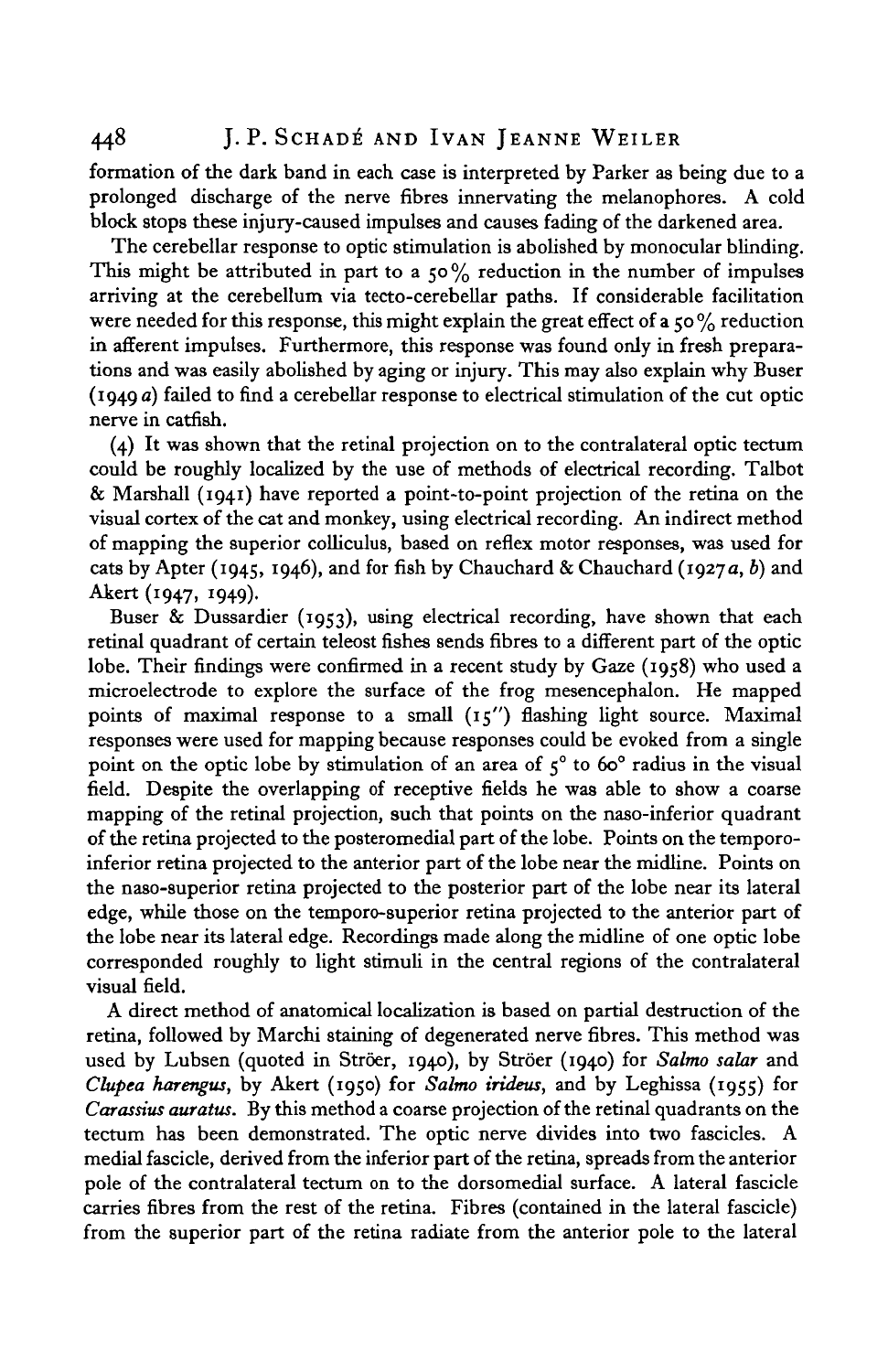formation of the dark band in each case is interpreted by Parker as being due to a prolonged discharge of the nerve fibres innervating the melanophores. A cold block stops these injury-caused impulses and causes fading of the darkened area.

The cerebellar response to optic stimulation is abolished by monocular blinding. This might be attributed in part to a 50% reduction in the number of impulses arriving at the cerebellum via tecto-cerebellar paths. If considerable facilitation were needed for this response, this might explain the great effect of a 50% reduction in afferent impulses. Furthermore, this response was found only in fresh preparations and was easily abolished by aging or injury. This may also explain why Buser (1949*a*) failed to find a cerebellar response to electrical stimulation of the cut optic nerve in catfish.

(4) It was shown that the retinal projection on to the contralateral optic tectum could be roughly localized by the use of methods of electrical recording. Talbot & Marshall (1941) have reported a point-to-point projection of the retina on the visual cortex of the cat and monkey, using electrical recording. An indirect method of mapping the superior colliculus, based on reflex motor responses, was used for cats by Apter (1945, 1946), and for fish by Chauchard & Chauchard (1927*a*, *b*) and Akert (1947, 1949).

Buser & Dussardier (1953), using electrical recording, have shown that each retinal quadrant of certain teleost fishes sends fibres to a different part of the optic lobe. Their findings were confirmed in a recent study by Gaze (1958) who used a microelectrode to explore the surface of the frog mesencephalon. He mapped points of maximal response to a small (15″) flashing light source. Maximal responses were used for mapping because responses could be evoked from a single point on the optic lobe by stimulation of an area of 5° to 60° radius in the visual field. Despite the overlapping of receptive fields he was able to show a coarse mapping of the retinal projection, such that points on the naso-inferior quadrant of the retina projected to the posteromedial part of the lobe. Points on the temporo-inferior retina projected to the anterior part of the lobe near the midline. Points on the naso-superior retina projected to the posterior part of the lobe near its lateral edge, while those on the temporo-superior retina projected to the anterior part of the lobe near its lateral edge. Recordings made along the midline of one optic lobe corresponded roughly to light stimuli in the central regions of the contralateral visual field.

A direct method of anatomical localization is based on partial destruction of the retina, followed by Marchi staining of degenerated nerve fibres. This method was used by Lubsen (quoted in Ströer, 1940), by Ströer (1940) for *Salmo salar* and *Clupea harengus*, by Akert (1950) for *Salmo irideus*, and by Leghissa (1955) for *Carassius auratus*. By this method a coarse projection of the retinal quadrants on the tectum has been demonstrated. The optic nerve divides into two fascicles. A medial fascicle, derived from the inferior part of the retina, spreads from the anterior pole of the contralateral tectum on to the dorsomedial surface. A lateral fascicle carries fibres from the rest of the retina. Fibres (contained in the lateral fascicle) from the superior part of the retina radiate from the anterior pole to the lateral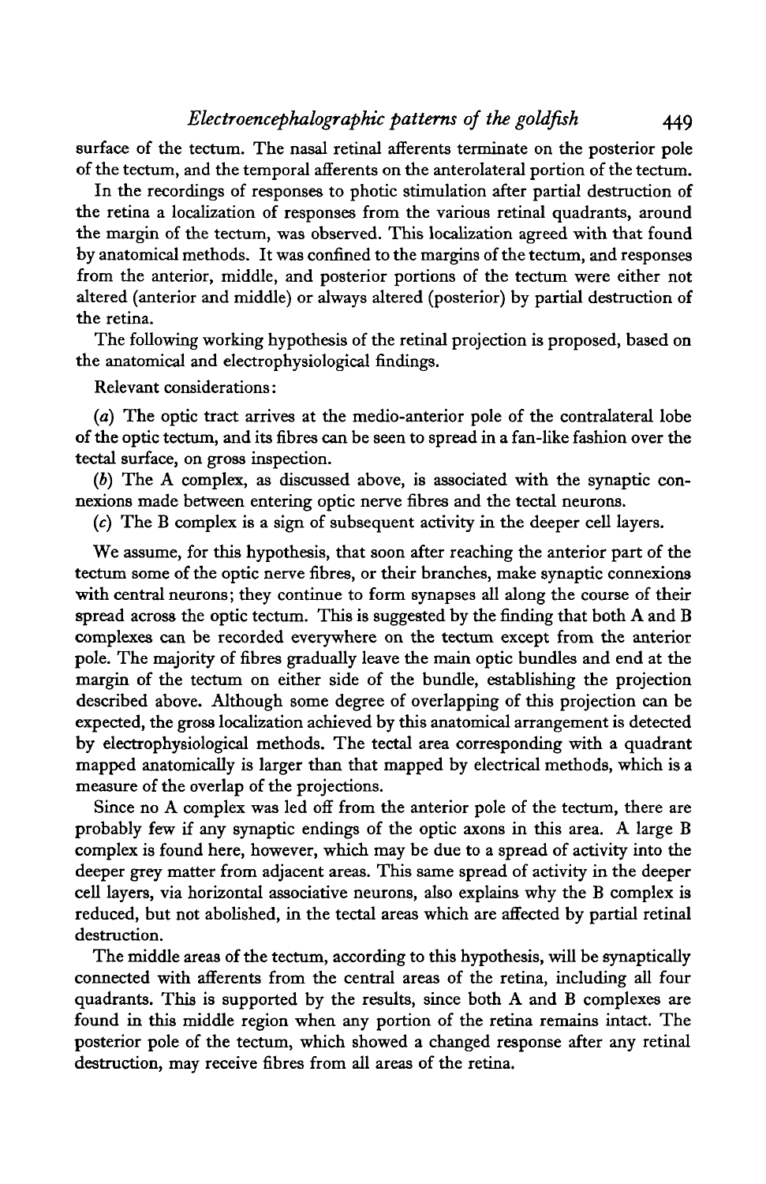surface of the tectum. The nasal retinal afferents terminate on the posterior pole of the tectum, and the temporal afferents on the anterolateral portion of the tectum.

In the recordings of responses to photic stimulation after partial destruction of the retina a localization of responses from the various retinal quadrants, around the margin of the tectum, was observed. This localization agreed with that found by anatomical methods. It was confined to the margins of the tectum, and responses from the anterior, middle, and posterior portions of the tectum were either not altered (anterior and middle) or always altered (posterior) by partial destruction of the retina.

The following working hypothesis of the retinal projection is proposed, based on the anatomical and electrophysiological findings.

Relevant considerations:

(*a*) The optic tract arrives at the medio-anterior pole of the contralateral lobe of the optic tectum, and its fibres can be seen to spread in a fan-like fashion over the tectal surface, on gross inspection.

(*b*) The A complex, as discussed above, is associated with the synaptic connexions made between entering optic nerve fibres and the tectal neurons.

(*c*) The B complex is a sign of subsequent activity in the deeper cell layers.

We assume, for this hypothesis, that soon after reaching the anterior part of the tectum some of the optic nerve fibres, or their branches, make synaptic connexions with central neurons; they continue to form synapses all along the course of their spread across the optic tectum. This is suggested by the finding that both A and B complexes can be recorded everywhere on the tectum except from the anterior pole. The majority of fibres gradually leave the main optic bundles and end at the margin of the tectum on either side of the bundle, establishing the projection described above. Although some degree of overlapping of this projection can be expected, the gross localization achieved by this anatomical arrangement is detected by electrophysiological methods. The tectal area corresponding with a quadrant mapped anatomically is larger than that mapped by electrical methods, which is a measure of the overlap of the projections.

Since no A complex was led off from the anterior pole of the tectum, there are probably few if any synaptic endings of the optic axons in this area. A large B complex is found here, however, which may be due to a spread of activity into the deeper grey matter from adjacent areas. This same spread of activity in the deeper cell layers, via horizontal associative neurons, also explains why the B complex is reduced, but not abolished, in the tectal areas which are affected by partial retinal destruction.

The middle areas of the tectum, according to this hypothesis, will be synaptically connected with afferents from the central areas of the retina, including all four quadrants. This is supported by the results, since both A and B complexes are found in this middle region when any portion of the retina remains intact. The posterior pole of the tectum, which showed a changed response after any retinal destruction, may receive fibres from all areas of the retina.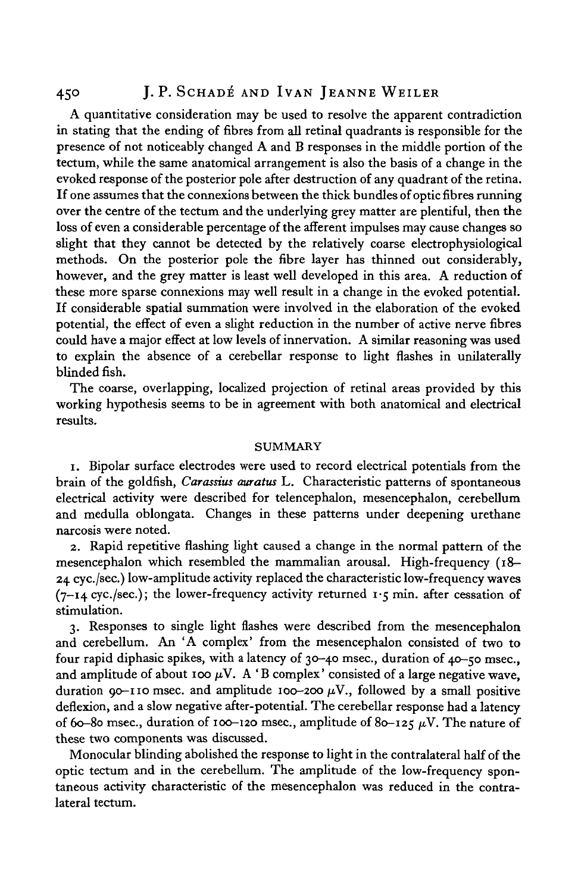A quantitative consideration may be used to resolve the apparent contradiction in stating that the ending of fibres from all retinal quadrants is responsible for the presence of not noticeably changed A and B responses in the middle portion of the tectum, while the same anatomical arrangement is also the basis of a change in the evoked response of the posterior pole after destruction of any quadrant of the retina. If one assumes that the connexions between the thick bundles of optic fibres running over the centre of the tectum and the underlying grey matter are plentiful, then the loss of even a considerable percentage of the afferent impulses may cause changes so slight that they cannot be detected by the relatively coarse electrophysiological methods. On the posterior pole the fibre layer has thinned out considerably, however, and the grey matter is least well developed in this area. A reduction of these more sparse connexions may well result in a change in the evoked potential. If considerable spatial summation were involved in the elaboration of the evoked potential, the effect of even a slight reduction in the number of active nerve fibres could have a major effect at low levels of innervation. A similar reasoning was used to explain the absence of a cerebellar response to light flashes in unilaterally blinded fish.

The coarse, overlapping, localized projection of retinal areas provided by this working hypothesis seems to be in agreement with both anatomical and electrical results.

## SUMMARY

1. Bipolar surface electrodes were used to record electrical potentials from the brain of the goldfish, *Carassius auratus* L. Characteristic patterns of spontaneous electrical activity were described for telencephalon, mesencephalon, cerebellum and medulla oblongata. Changes in these patterns under deepening urethane narcosis were noted.

2. Rapid repetitive flashing light caused a change in the normal pattern of the mesencephalon which resembled the mammalian arousal. High-frequency (18–24 cyc./sec.) low-amplitude activity replaced the characteristic low-frequency waves (7–14 cyc./sec.); the lower-frequency activity returned 1·5 min. after cessation of stimulation.

3. Responses to single light flashes were described from the mesencephalon and cerebellum. An 'A complex' from the mesencephalon consisted of two to four rapid diphasic spikes, with a latency of 30–40 msec., duration of 40–50 msec., and amplitude of about 100 $\mu$V. A 'B complex' consisted of a large negative wave, duration 90–110 msec. and amplitude 100–200 $\mu$V., followed by a small positive deflexion, and a slow negative after-potential. The cerebellar response had a latency of 60–80 msec., duration of 100–120 msec., amplitude of 80–125 $\mu$V. The nature of these two components was discussed.

Monocular blinding abolished the response to light in the contralateral half of the optic tectum and in the cerebellum. The amplitude of the low-frequency spontaneous activity characteristic of the mesencephalon was reduced in the contralateral tectum.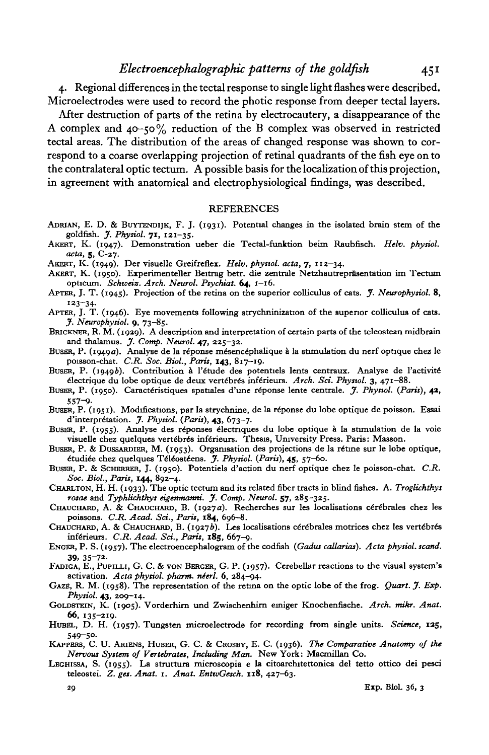4. Regional differences in the tectal response to single light flashes were described. Microelectrodes were used to record the photic response from deeper tectal layers.

After destruction of parts of the retina by electrocautery, a disappearance of the A complex and 40–50% reduction of the B complex was observed in restricted tectal areas. The distribution of the areas of changed response was shown to correspond to a coarse overlapping projection of retinal quadrants of the fish eye on to the contralateral optic tectum. A possible basis for the localization of this projection, in agreement with anatomical and electrophysiological findings, was described.

## REFERENCES

Adrian, E. D. & Buytendijk, F. J. (1931). Potential changes in the isolated brain stem of the goldfish. *J. Physiol.* **71**, 121–35.

Akert, K. (1947). Demonstration ueber die Tectal-funktion beim Raubfisch. *Helv. physiol. acta*, **5**, C-27.

Akert, K. (1949). Der visuelle Greifreflex. *Helv. physiol. acta*, **7**, 112–34.

Akert, K. (1950). Experimenteller Beitrag betr. die zentrale Netzhautrepräsentation im Tectum opticum. *Schweiz. Arch. Neurol. Psychiat.* **64**, 1–16.

Apter, J. T. (1945). Projection of the retina on the superior colliculus of cats. *J. Neurophysiol.* **8**, 123–34.

Apter, J. T. (1946). Eye movements following strychninization of the superior colliculus of cats. *J. Neurophysiol.* **9**, 73–85.

Brickner, R. M. (1929). A description and interpretation of certain parts of the teleostean midbrain and thalamus. *J. Comp. Neurol.* **47**, 225–32.

Buser, P. (1949*a*). Analyse de la réponse mésencéphalique à la stimulation du nerf optique chez le poisson-chat. *C.R. Soc. Biol., Paris*, **143**, 817–19.

Buser, P. (1949*b*). Contribution à l'étude des potentiels lents centraux. Analyse de l'activité électrique du lobe optique de deux vertébrés inférieurs. *Arch. Sci. Physiol.* **3**, 471–88.

Buser, P. (1950). Caractéristiques spatiales d'une réponse lente centrale. *J. Physiol. (Paris)*, **42**, 557–9.

Buser, P. (1951). Modifications, par la strychnine, de la réponse du lobe optique de poisson. Essai d'interprétation. *J. Physiol. (Paris)*, **43**, 673–7.

Buser, P. (1955). Analyse des réponses électriques du lobe optique à la stimulation de la voie visuelle chez quelques vertébrés inférieurs. Thesis, University Press. Paris: Masson.

Buser, P. & Dussardier, M. (1953). Organisation des projections de la rétine sur le lobe optique, étudiée chez quelques Téléostéens. *J. Physiol. (Paris)*, **45**, 57–60.

Buser, P. & Scherrer, J. (1950). Potentiels d'action du nerf optique chez le poisson-chat. *C.R. Soc. Biol., Paris*, **144**, 892–4.

Charlton, H. H. (1933). The optic tectum and its related fiber tracts in blind fishes. A. *Troglichthys rosae* and *Typhlichthys eigenmanni*. *J. Comp. Neurol.* **57**, 285–325.

Chauchard, A. & Chauchard, B. (1927*a*). Recherches sur les localisations cérébrales chez les poissons. *C.R. Acad. Sci., Paris*, **184**, 696–8.

Chauchard, A. & Chauchard, B. (1927*b*). Les localisations cérébrales motrices chez les vertébrés inférieurs. *C.R. Acad. Sci., Paris*, **185**, 667–9.

Enger, P. S. (1957). The electroencephalogram of the codfish (*Gadus callarias*). *Acta physiol. scand.* **39**, 35–72.

Fadiga, E., Pupilli, G. C. & von Berger, G. P. (1957). Cerebellar reactions to the visual system's activation. *Acta physiol. pharm. néerl.* **6**, 284–94.

Gazé, R. M. (1958). The representation of the retina on the optic lobe of the frog. *Quart. J. Exp. Physiol.* **43**, 209–14.

Goldstein, K. (1905). Vorderhirn und Zwischenhirn einiger Knochenfische. *Arch. mikr. Anat.* **66**, 135–219.

Hubel, D. H. (1957). Tungsten microelectrode for recording from single units. *Science*, **125**, 549–50.

Kappers, C. U. Ariens, Huber, G. C. & Crosby, E. C. (1936). *The Comparative Anatomy of the Nervous System of Vertebrates, Including Man*. New York: Macmillan Co.

Leghissa, S. (1955). La struttura microscopia e la citoarchitettonica del tetto ottico dei pesci teleostei. *Z. ges. Anat.* 1. *Anat. EntwGesch.* **118**, 427–63.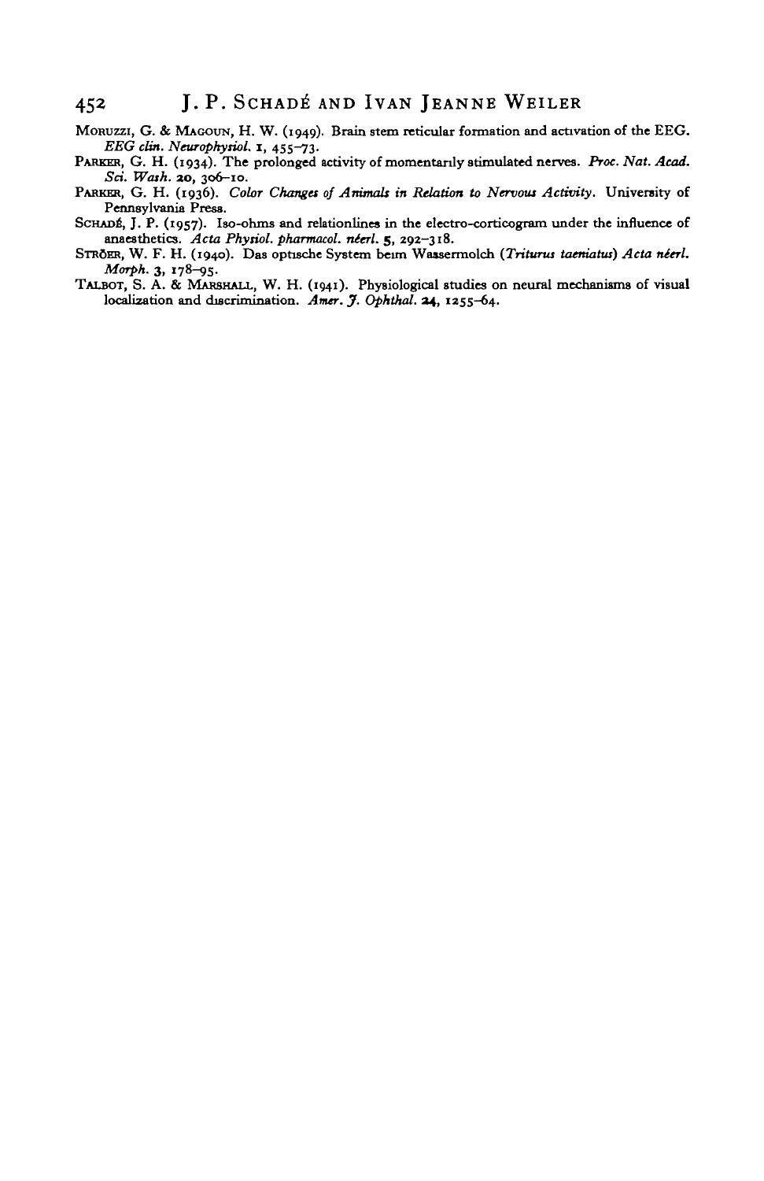Moruzzi, G. & Magoun, H. W. (1949). Brain stem reticular formation and activation of the EEG. *EEG clin. Neurophysiol.* **1**, 455–73.

Parker, G. H. (1934). The prolonged activity of momentarily stimulated nerves. *Proc. Nat. Acad. Sci. Wash.* **20**, 306–10.

Parker, G. H. (1936). *Color Changes of Animals in Relation to Nervous Activity.* University of Pennsylvania Press.

Schadé, J. P. (1957). Iso-ohms and relationlines in the electro-corticogram under the influence of anaesthetics. *Acta Physiol. pharmacol. néerl.* **5**, 292–318.

Ströer, W. F. H. (1940). Das optische System beim Wassermolch (*Triturus taeniatus*) *Acta néerl. Morph.* **3**, 178–95.

Talbot, S. A. & Marshall, W. H. (1941). Physiological studies on neural mechanisms of visual localization and discrimination. *Amer. J. Ophthal.* **24**, 1255–64.